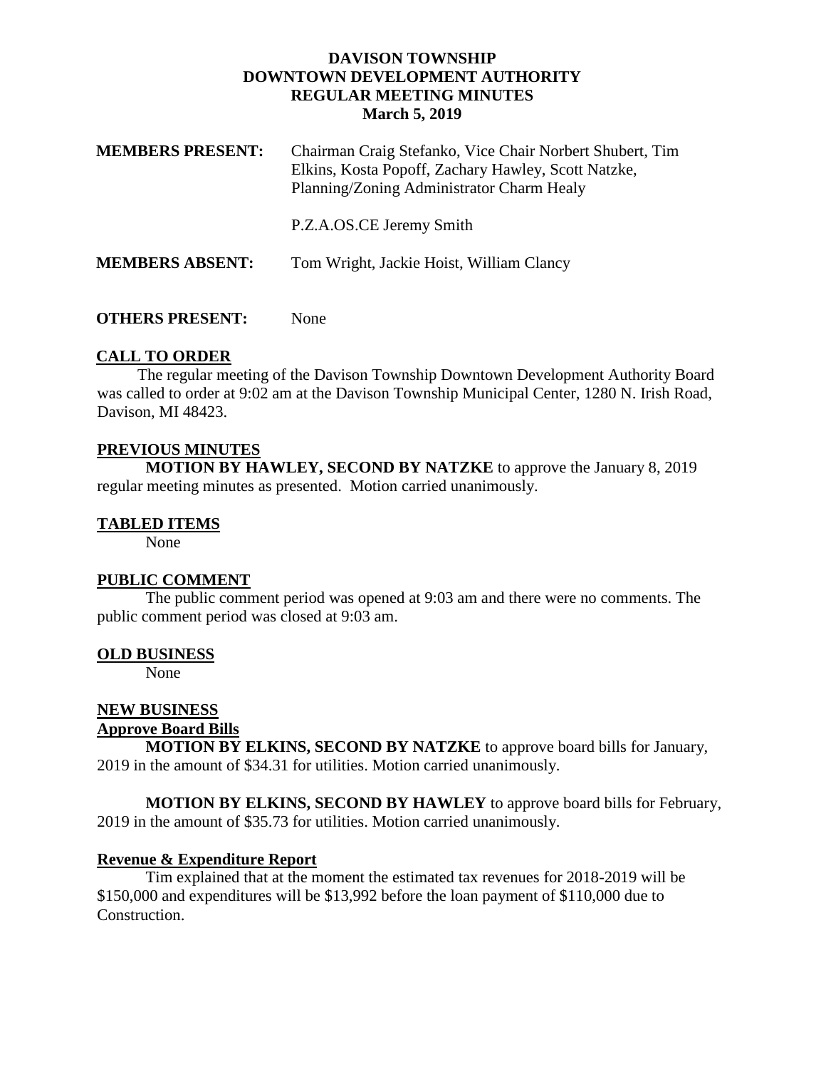# DAVISON TOWNSHIP
# DOWNTOWN DEVELOPMENT AUTHORITY
# REGULAR MEETING MINUTES
## March 5, 2019

**MEMBERS PRESENT:** Chairman Craig Stefanko, Vice Chair Norbert Shubert, Tim Elkins, Kosta Popoff, Zachary Hawley, Scott Natzke, Planning/Zoning Administrator Charm Healy

P.Z.A.OS.CE Jeremy Smith

**MEMBERS ABSENT:** Tom Wright, Jackie Hoist, William Clancy

**OTHERS PRESENT:** None

## CALL TO ORDER

The regular meeting of the Davison Township Downtown Development Authority Board was called to order at 9:02 am at the Davison Township Municipal Center, 1280 N. Irish Road, Davison, MI 48423.

## PREVIOUS MINUTES

**MOTION BY HAWLEY, SECOND BY NATZKE** to approve the January 8, 2019 regular meeting minutes as presented. Motion carried unanimously.

## TABLED ITEMS

None

## PUBLIC COMMENT

The public comment period was opened at 9:03 am and there were no comments. The public comment period was closed at 9:03 am.

## OLD BUSINESS

None

## NEW BUSINESS

### Approve Board Bills

**MOTION BY ELKINS, SECOND BY NATZKE** to approve board bills for January, 2019 in the amount of $34.31 for utilities. Motion carried unanimously.

**MOTION BY ELKINS, SECOND BY HAWLEY** to approve board bills for February, 2019 in the amount of $35.73 for utilities. Motion carried unanimously.

### Revenue & Expenditure Report

Tim explained that at the moment the estimated tax revenues for 2018-2019 will be $150,000 and expenditures will be $13,992 before the loan payment of $110,000 due to Construction.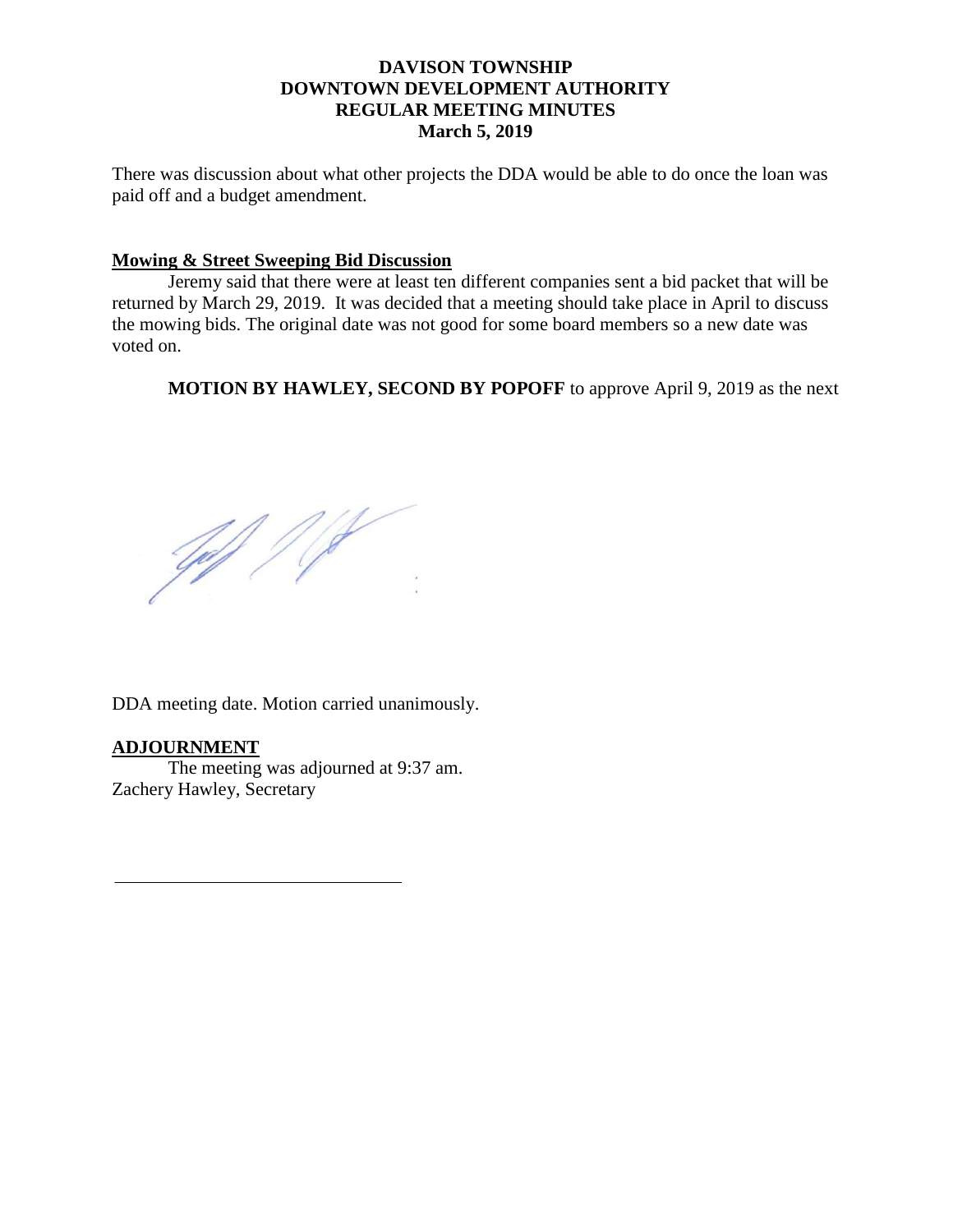**DAVISON TOWNSHIP**
**DOWNTOWN DEVELOPMENT AUTHORITY**
**REGULAR MEETING MINUTES**
**March 5, 2019**

There was discussion about what other projects the DDA would be able to do once the loan was paid off and a budget amendment.

**Mowing & Street Sweeping Bid Discussion**

Jeremy said that there were at least ten different companies sent a bid packet that will be returned by March 29, 2019. It was decided that a meeting should take place in April to discuss the mowing bids. The original date was not good for some board members so a new date was voted on.

**MOTION BY HAWLEY, SECOND BY POPOFF** to approve April 9, 2019 as the next DDA meeting date. Motion carried unanimously.

**ADJOURNMENT**

The meeting was adjourned at 9:37 am.

Zachery Hawley, Secretary

\_\_\_\_\_\_\_\_\_\_\_\_\_\_\_\_\_\_\_\_\_\_\_\_\_\_\_\_\_\_